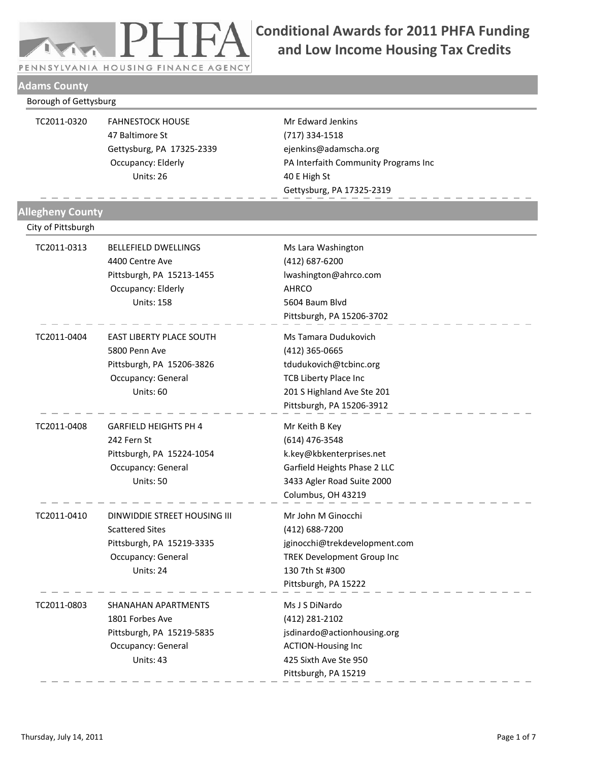# Conditional Awards for 2011 PHFA Funding and Low Income Housing Tax Credits

PENNSYLVANIA HOUSING FINANCE AGENCY

## Adams County

### Borough of Gettysburg

| | | |
|---|---|---|
| TC2011-0320 | FAHNESTOCK HOUSE<br>47 Baltimore St<br>Gettysburg, PA 17325-2339<br>Occupancy: Elderly<br>Units: 26 | Mr Edward Jenkins<br>(717) 334-1518<br>ejenkins@adamscha.org<br>PA Interfaith Community Programs Inc<br>40 E High St<br>Gettysburg, PA 17325-2319 |

## Allegheny County

### City of Pittsburgh

| | | |
|---|---|---|
| TC2011-0313 | BELLEFIELD DWELLINGS<br>4400 Centre Ave<br>Pittsburgh, PA 15213-1455<br>Occupancy: Elderly<br>Units: 158 | Ms Lara Washington<br>(412) 687-6200<br>lwashington@ahrco.com<br>AHRCO<br>5604 Baum Blvd<br>Pittsburgh, PA 15206-3702 |
| TC2011-0404 | EAST LIBERTY PLACE SOUTH<br>5800 Penn Ave<br>Pittsburgh, PA 15206-3826<br>Occupancy: General<br>Units: 60 | Ms Tamara Dudukovich<br>(412) 365-0665<br>tdudukovich@tcbinc.org<br>TCB Liberty Place Inc<br>201 S Highland Ave Ste 201<br>Pittsburgh, PA 15206-3912 |
| TC2011-0408 | GARFIELD HEIGHTS PH 4<br>242 Fern St<br>Pittsburgh, PA 15224-1054<br>Occupancy: General<br>Units: 50 | Mr Keith B Key<br>(614) 476-3548<br>k.key@kbkenterprises.net<br>Garfield Heights Phase 2 LLC<br>3433 Agler Road Suite 2000<br>Columbus, OH 43219 |
| TC2011-0410 | DINWIDDIE STREET HOUSING III<br>Scattered Sites<br>Pittsburgh, PA 15219-3335<br>Occupancy: General<br>Units: 24 | Mr John M Ginocchi<br>(412) 688-7200<br>jginocchi@trekdevelopment.com<br>TREK Development Group Inc<br>130 7th St #300<br>Pittsburgh, PA 15222 |
| TC2011-0803 | SHANAHAN APARTMENTS<br>1801 Forbes Ave<br>Pittsburgh, PA 15219-5835<br>Occupancy: General<br>Units: 43 | Ms J S DiNardo<br>(412) 281-2102<br>jsdinardo@actionhousing.org<br>ACTION-Housing Inc<br>425 Sixth Ave Ste 950<br>Pittsburgh, PA 15219 |

Thursday, July 14, 2011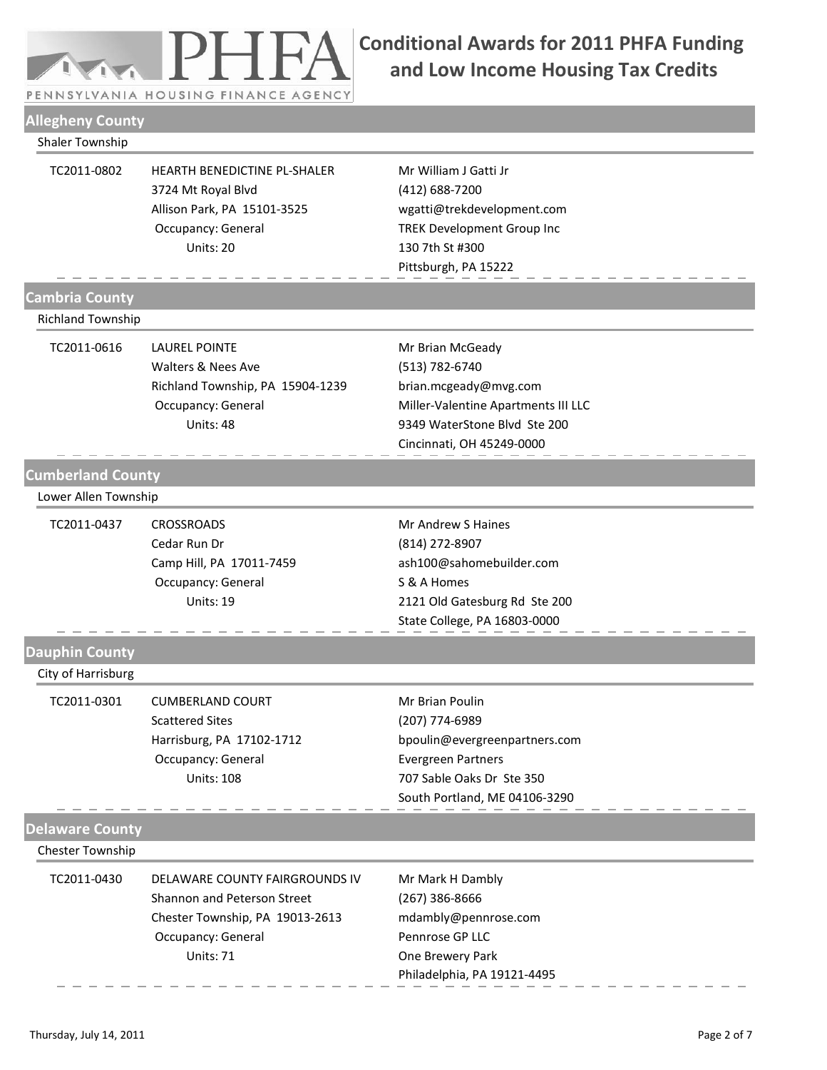# Conditional Awards for 2011 PHFA Funding and Low Income Housing Tax Credits

## Allegheny County

### Shaler Township

| | | |
|---|---|---|
| TC2011-0802 | HEARTH BENEDICTINE PL-SHALER<br>3724 Mt Royal Blvd<br>Allison Park, PA 15101-3525<br>Occupancy: General<br>Units: 20 | Mr William J Gatti Jr<br>(412) 688-7200<br>wgatti@trekdevelopment.com<br>TREK Development Group Inc<br>130 7th St #300<br>Pittsburgh, PA 15222 |

## Cambria County

### Richland Township

| | | |
|---|---|---|
| TC2011-0616 | LAUREL POINTE<br>Walters & Nees Ave<br>Richland Township, PA 15904-1239<br>Occupancy: General<br>Units: 48 | Mr Brian McGeady<br>(513) 782-6740<br>brian.mcgeady@mvg.com<br>Miller-Valentine Apartments III LLC<br>9349 WaterStone Blvd Ste 200<br>Cincinnati, OH 45249-0000 |

## Cumberland County

### Lower Allen Township

| | | |
|---|---|---|
| TC2011-0437 | CROSSROADS<br>Cedar Run Dr<br>Camp Hill, PA 17011-7459<br>Occupancy: General<br>Units: 19 | Mr Andrew S Haines<br>(814) 272-8907<br>ash100@sahomebuilder.com<br>S & A Homes<br>2121 Old Gatesburg Rd Ste 200<br>State College, PA 16803-0000 |

## Dauphin County

### City of Harrisburg

| | | |
|---|---|---|
| TC2011-0301 | CUMBERLAND COURT<br>Scattered Sites<br>Harrisburg, PA 17102-1712<br>Occupancy: General<br>Units: 108 | Mr Brian Poulin<br>(207) 774-6989<br>bpoulin@evergreenpartners.com<br>Evergreen Partners<br>707 Sable Oaks Dr Ste 350<br>South Portland, ME 04106-3290 |

## Delaware County

### Chester Township

| | | |
|---|---|---|
| TC2011-0430 | DELAWARE COUNTY FAIRGROUNDS IV<br>Shannon and Peterson Street<br>Chester Township, PA 19013-2613<br>Occupancy: General<br>Units: 71 | Mr Mark H Dambly<br>(267) 386-8666<br>mdambly@pennrose.com<br>Pennrose GP LLC<br>One Brewery Park<br>Philadelphia, PA 19121-4495 |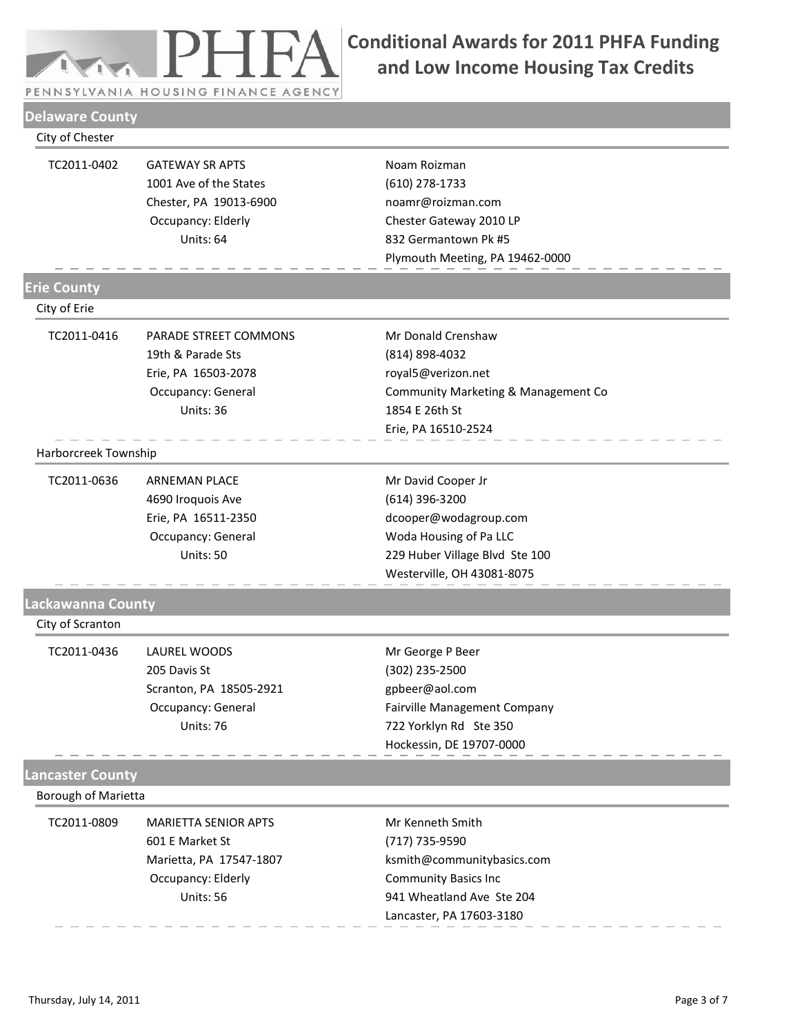# Conditional Awards for 2011 PHFA Funding and Low Income Housing Tax Credits

## Delaware County

### City of Chester

TC2011-0402

GATEWAY SR APTS
1001 Ave of the States
Chester, PA 19013-6900
Occupancy: Elderly
Units: 64

Noam Roizman
(610) 278-1733
noamr@roizman.com
Chester Gateway 2010 LP
832 Germantown Pk #5
Plymouth Meeting, PA 19462-0000

## Erie County

### City of Erie

TC2011-0416

PARADE STREET COMMONS
19th & Parade Sts
Erie, PA 16503-2078
Occupancy: General
Units: 36

Mr Donald Crenshaw
(814) 898-4032
royal5@verizon.net
Community Marketing & Management Co
1854 E 26th St
Erie, PA 16510-2524

### Harborcreek Township

TC2011-0636

ARNEMAN PLACE
4690 Iroquois Ave
Erie, PA 16511-2350
Occupancy: General
Units: 50

Mr David Cooper Jr
(614) 396-3200
dcooper@wodagroup.com
Woda Housing of Pa LLC
229 Huber Village Blvd Ste 100
Westerville, OH 43081-8075

## Lackawanna County

### City of Scranton

TC2011-0436

LAUREL WOODS
205 Davis St
Scranton, PA 18505-2921
Occupancy: General
Units: 76

Mr George P Beer
(302) 235-2500
gpbeer@aol.com
Fairville Management Company
722 Yorklyn Rd Ste 350
Hockessin, DE 19707-0000

## Lancaster County

### Borough of Marietta

TC2011-0809

MARIETTA SENIOR APTS
601 E Market St
Marietta, PA 17547-1807
Occupancy: Elderly
Units: 56

Mr Kenneth Smith
(717) 735-9590
ksmith@communitybasics.com
Community Basics Inc
941 Wheatland Ave Ste 204
Lancaster, PA 17603-3180

Thursday, July 14, 2011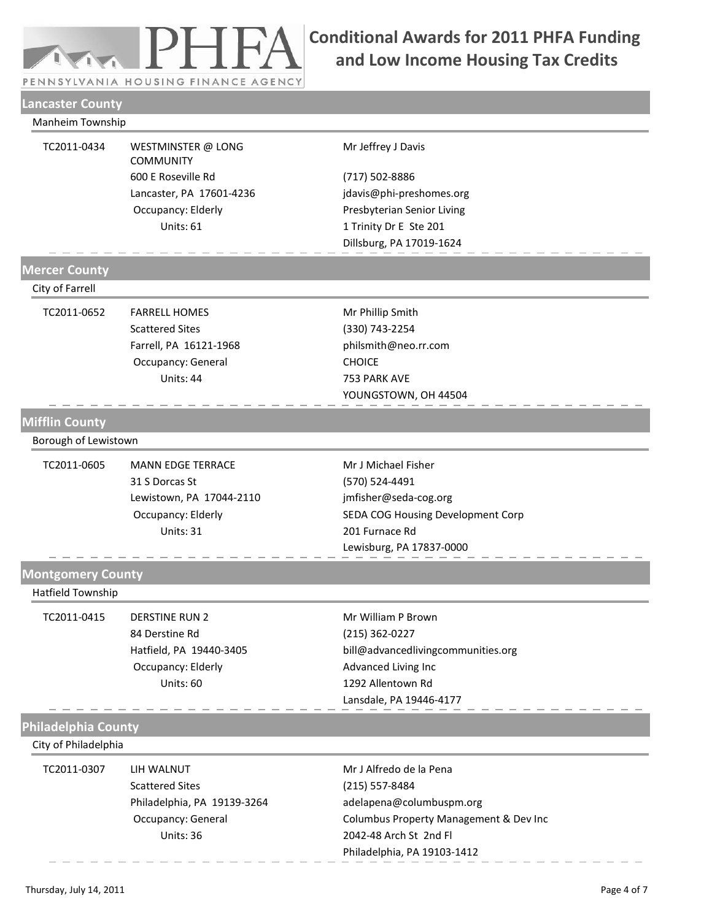# Conditional Awards for 2011 PHFA Funding and Low Income Housing Tax Credits

## Lancaster County

### Manheim Township

| | | |
|---|---|---|
| TC2011-0434 | WESTMINSTER @ LONG COMMUNITY<br>600 E Roseville Rd<br>Lancaster, PA 17601-4236<br>Occupancy: Elderly<br>Units: 61 | Mr Jeffrey J Davis<br>(717) 502-8886<br>jdavis@phi-preshomes.org<br>Presbyterian Senior Living<br>1 Trinity Dr E Ste 201<br>Dillsburg, PA 17019-1624 |

## Mercer County

### City of Farrell

| | | |
|---|---|---|
| TC2011-0652 | FARRELL HOMES<br>Scattered Sites<br>Farrell, PA 16121-1968<br>Occupancy: General<br>Units: 44 | Mr Phillip Smith<br>(330) 743-2254<br>philsmith@neo.rr.com<br>CHOICE<br>753 PARK AVE<br>YOUNGSTOWN, OH 44504 |

## Mifflin County

### Borough of Lewistown

| | | |
|---|---|---|
| TC2011-0605 | MANN EDGE TERRACE<br>31 S Dorcas St<br>Lewistown, PA 17044-2110<br>Occupancy: Elderly<br>Units: 31 | Mr J Michael Fisher<br>(570) 524-4491<br>jmfisher@seda-cog.org<br>SEDA COG Housing Development Corp<br>201 Furnace Rd<br>Lewisburg, PA 17837-0000 |

## Montgomery County

### Hatfield Township

| | | |
|---|---|---|
| TC2011-0415 | DERSTINE RUN 2<br>84 Derstine Rd<br>Hatfield, PA 19440-3405<br>Occupancy: Elderly<br>Units: 60 | Mr William P Brown<br>(215) 362-0227<br>bill@advancedlivingcommunities.org<br>Advanced Living Inc<br>1292 Allentown Rd<br>Lansdale, PA 19446-4177 |

## Philadelphia County

### City of Philadelphia

| | | |
|---|---|---|
| TC2011-0307 | LIH WALNUT<br>Scattered Sites<br>Philadelphia, PA 19139-3264<br>Occupancy: General<br>Units: 36 | Mr J Alfredo de la Pena<br>(215) 557-8484<br>adelapena@columbuspm.org<br>Columbus Property Management & Dev Inc<br>2042-48 Arch St 2nd Fl<br>Philadelphia, PA 19103-1412 |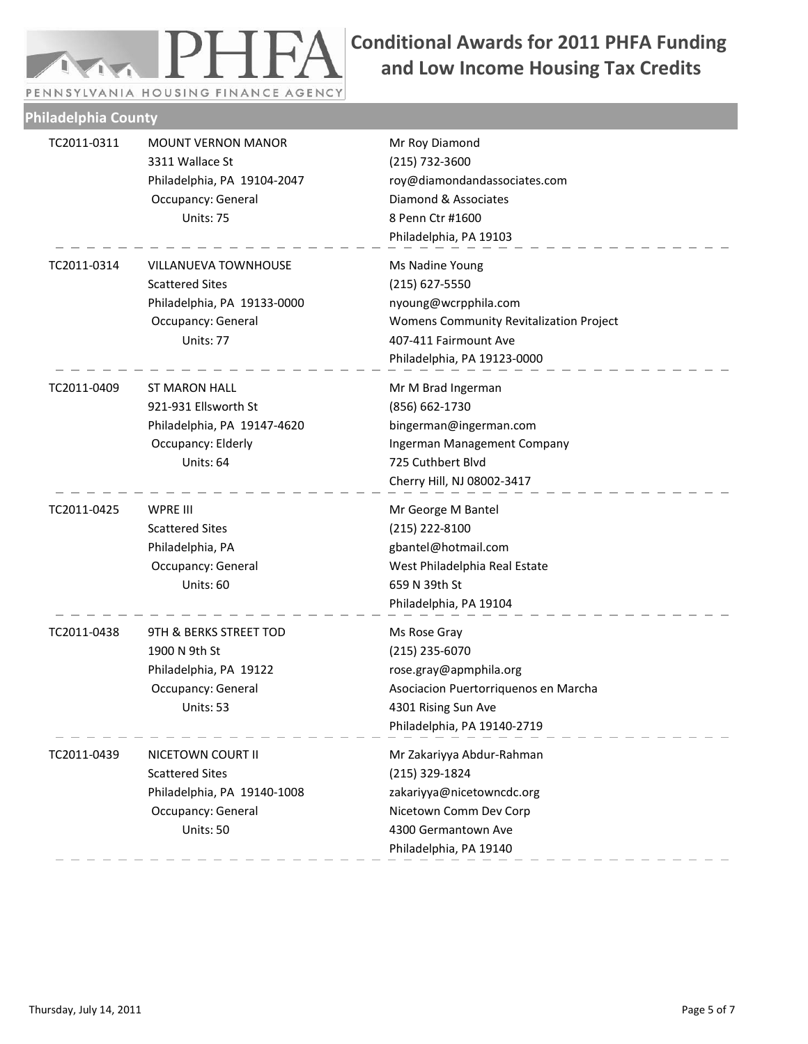# Conditional Awards for 2011 PHFA Funding and Low Income Housing Tax Credits

PENNSYLVANIA HOUSING FINANCE AGENCY

## Philadelphia County

| | | |
|---|---|---|
| TC2011-0311 | MOUNT VERNON MANOR<br>3311 Wallace St<br>Philadelphia, PA 19104-2047<br>Occupancy: General<br>Units: 75 | Mr Roy Diamond<br>(215) 732-3600<br>roy@diamondandassociates.com<br>Diamond & Associates<br>8 Penn Ctr #1600<br>Philadelphia, PA 19103 |
| TC2011-0314 | VILLANUEVA TOWNHOUSE<br>Scattered Sites<br>Philadelphia, PA 19133-0000<br>Occupancy: General<br>Units: 77 | Ms Nadine Young<br>(215) 627-5550<br>nyoung@wcrpphila.com<br>Womens Community Revitalization Project<br>407-411 Fairmount Ave<br>Philadelphia, PA 19123-0000 |
| TC2011-0409 | ST MARON HALL<br>921-931 Ellsworth St<br>Philadelphia, PA 19147-4620<br>Occupancy: Elderly<br>Units: 64 | Mr M Brad Ingerman<br>(856) 662-1730<br>bingerman@ingerman.com<br>Ingerman Management Company<br>725 Cuthbert Blvd<br>Cherry Hill, NJ 08002-3417 |
| TC2011-0425 | WPRE III<br>Scattered Sites<br>Philadelphia, PA<br>Occupancy: General<br>Units: 60 | Mr George M Bantel<br>(215) 222-8100<br>gbantel@hotmail.com<br>West Philadelphia Real Estate<br>659 N 39th St<br>Philadelphia, PA 19104 |
| TC2011-0438 | 9TH & BERKS STREET TOD<br>1900 N 9th St<br>Philadelphia, PA 19122<br>Occupancy: General<br>Units: 53 | Ms Rose Gray<br>(215) 235-6070<br>rose.gray@apmphila.org<br>Asociacion Puertorriquenos en Marcha<br>4301 Rising Sun Ave<br>Philadelphia, PA 19140-2719 |
| TC2011-0439 | NICETOWN COURT II<br>Scattered Sites<br>Philadelphia, PA 19140-1008<br>Occupancy: General<br>Units: 50 | Mr Zakariyya Abdur-Rahman<br>(215) 329-1824<br>zakariyya@nicetowncdc.org<br>Nicetown Comm Dev Corp<br>4300 Germantown Ave<br>Philadelphia, PA 19140 |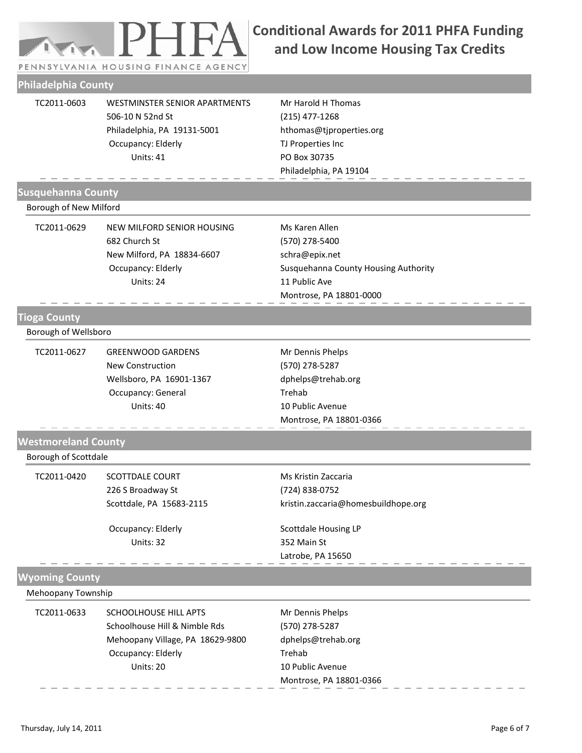# Conditional Awards for 2011 PHFA Funding and Low Income Housing Tax Credits

## Philadelphia County

| | | |
|---|---|---|
| TC2011-0603 | WESTMINSTER SENIOR APARTMENTS<br>506-10 N 52nd St<br>Philadelphia, PA 19131-5001<br>Occupancy: Elderly<br>Units: 41 | Mr Harold H Thomas<br>(215) 477-1268<br>hthomas@tjproperties.org<br>TJ Properties Inc<br>PO Box 30735<br>Philadelphia, PA 19104 |

## Susquehanna County

### Borough of New Milford

| | | |
|---|---|---|
| TC2011-0629 | NEW MILFORD SENIOR HOUSING<br>682 Church St<br>New Milford, PA 18834-6607<br>Occupancy: Elderly<br>Units: 24 | Ms Karen Allen<br>(570) 278-5400<br>schra@epix.net<br>Susquehanna County Housing Authority<br>11 Public Ave<br>Montrose, PA 18801-0000 |

## Tioga County

### Borough of Wellsboro

| | | |
|---|---|---|
| TC2011-0627 | GREENWOOD GARDENS<br>New Construction<br>Wellsboro, PA 16901-1367<br>Occupancy: General<br>Units: 40 | Mr Dennis Phelps<br>(570) 278-5287<br>dphelps@trehab.org<br>Trehab<br>10 Public Avenue<br>Montrose, PA 18801-0366 |

## Westmoreland County

### Borough of Scottdale

| | | |
|---|---|---|
| TC2011-0420 | SCOTTDALE COURT<br>226 S Broadway St<br>Scottdale, PA 15683-2115<br>Occupancy: Elderly<br>Units: 32 | Ms Kristin Zaccaria<br>(724) 838-0752<br>kristin.zaccaria@homesbuildhope.org<br>Scottdale Housing LP<br>352 Main St<br>Latrobe, PA 15650 |

## Wyoming County

### Mehoopany Township

| | | |
|---|---|---|
| TC2011-0633 | SCHOOLHOUSE HILL APTS<br>Schoolhouse Hill & Nimble Rds<br>Mehoopany Village, PA 18629-9800<br>Occupancy: Elderly<br>Units: 20 | Mr Dennis Phelps<br>(570) 278-5287<br>dphelps@trehab.org<br>Trehab<br>10 Public Avenue<br>Montrose, PA 18801-0366 |

Thursday, July 14, 2011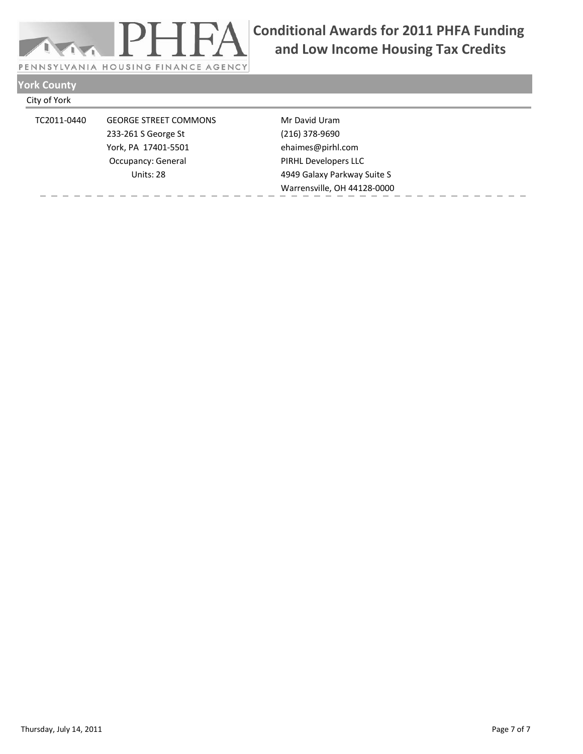# Conditional Awards for 2011 PHFA Funding and Low Income Housing Tax Credits

PENNSYLVANIA HOUSING FINANCE AGENCY

## York County

### City of York

| | | |
|---|---|---|
| TC2011-0440 | GEORGE STREET COMMONS<br>233-261 S George St<br>York, PA 17401-5501<br>Occupancy: General<br>Units: 28 | Mr David Uram<br>(216) 378-9690<br>ehaimes@pirhl.com<br>PIRHL Developers LLC<br>4949 Galaxy Parkway Suite S<br>Warrensville, OH 44128-0000 |

Thursday, July 14, 2011